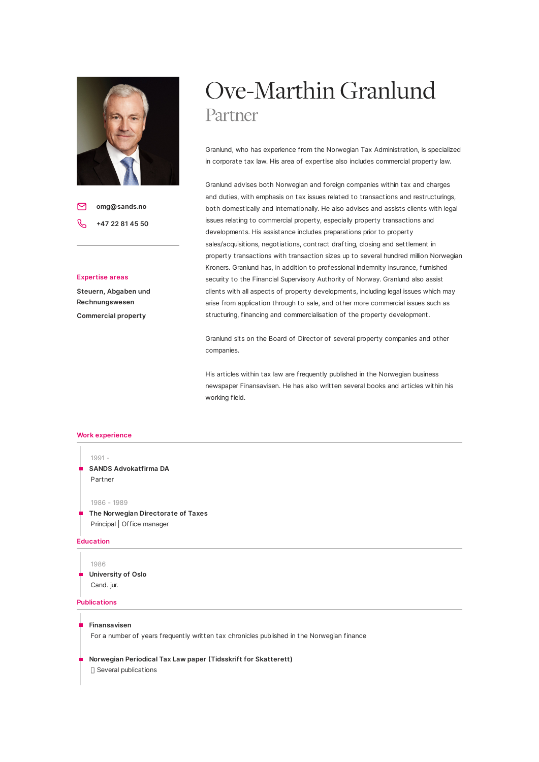# Ove-Marthin Granlund

## Partner

omg@sands.no

+47 22 81 45 50

### Expertise areas

Steuern, Abgaben und Rechnungswesen

Commercial property

Granlund, who has experience from the Norwegian Tax Administration, is specialized in corporate tax law. His area of expertise also includes commercial property law.

Granlund advises both Norwegian and foreign companies within tax and charges and duties, with emphasis on tax issues related to transactions and restructurings, both domestically and internationally. He also advises and assists clients with legal issues relating to commercial property, especially property transactions and developments. His assistance includes preparations prior to property sales/acquisitions, negotiations, contract drafting, closing and settlement in property transactions with transaction sizes up to several hundred million Norwegian Kroners. Granlund has, in addition to professional indemnity insurance, furnished security to the Financial Supervisory Authority of Norway. Granlund also assist clients with all aspects of property developments, including legal issues which may arise from application through to sale, and other more commercial issues such as structuring, financing and commercialisation of the property development.

Granlund sits on the Board of Director of several property companies and other companies.

His articles within tax law are frequently published in the Norwegian business newspaper Finansavisen. He has also written several books and articles within his working field.

### Work experience

1991 -
**SANDS Advokatfirma DA**
Partner

1986 - 1989
**The Norwegian Directorate of Taxes**
Principal | Office manager

### Education

1986
**University of Oslo**
Cand. jur.

### Publications

**Finansavisen**
For a number of years frequently written tax chronicles published in the Norwegian finance

**Norwegian Periodical Tax Law paper (Tidsskrift for Skatterett)**
 Several publications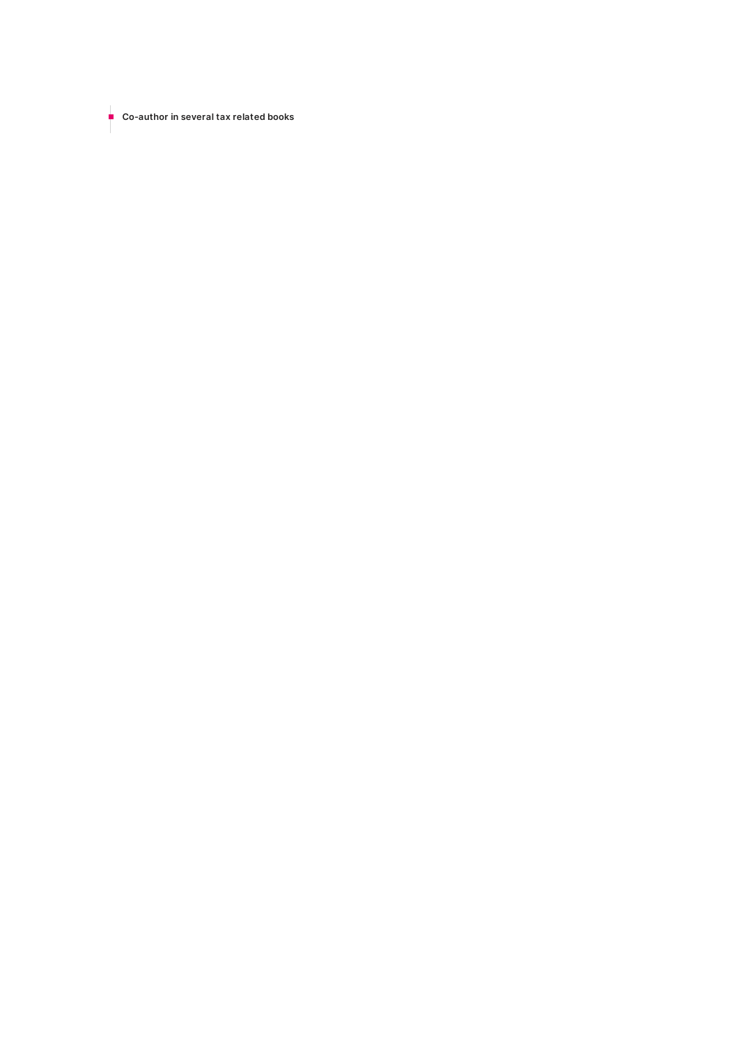- **Co-author in several tax related books**